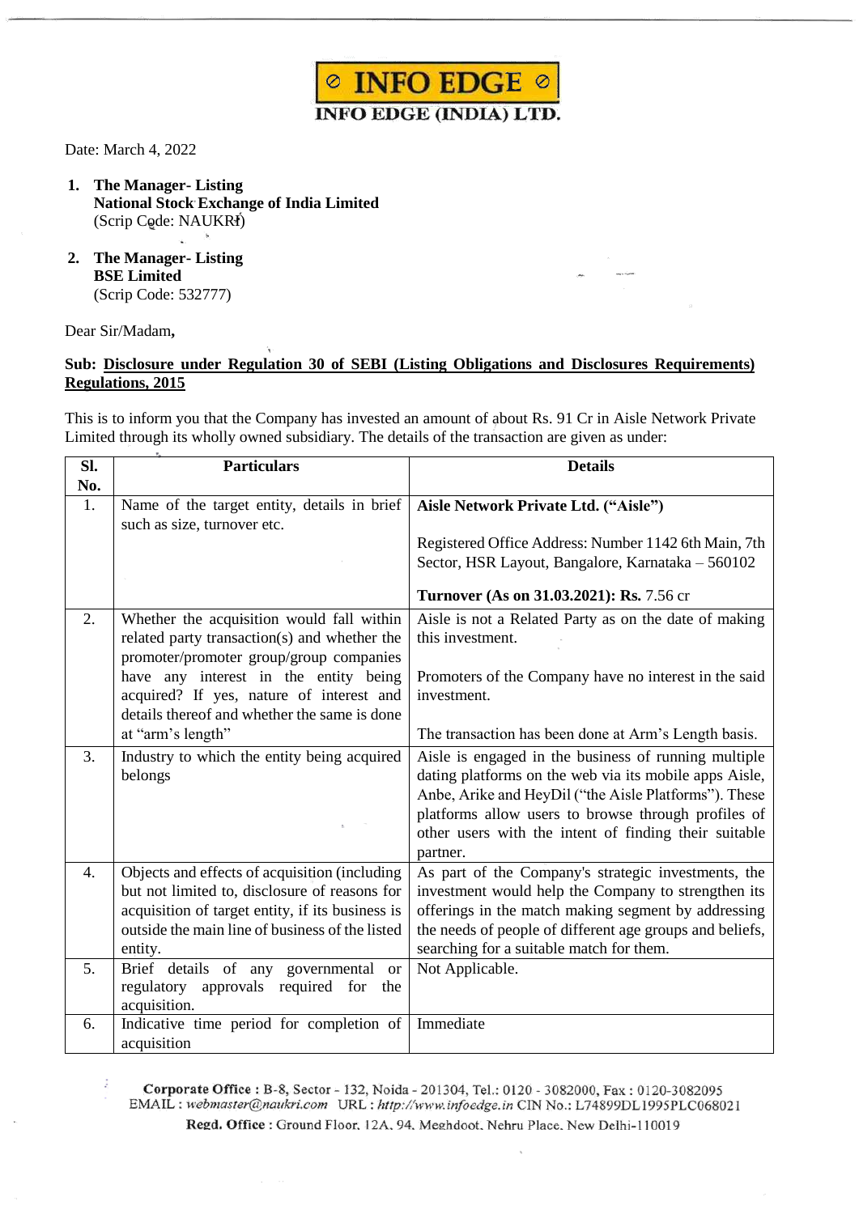# INFO EDGE

**INFO EDGE (INDIA) LTD.**

Date: March 4, 2022

1. **The Manager- Listing**
   **National Stock Exchange of India Limited**
   (Scrip Code: NAUKRI)

2. **The Manager- Listing**
   **BSE Limited**
   (Scrip Code: 532777)

Dear Sir/Madam,

**Sub: Disclosure under Regulation 30 of SEBI (Listing Obligations and Disclosures Requirements) Regulations, 2015**

This is to inform you that the Company has invested an amount of about Rs. 91 Cr in Aisle Network Private Limited through its wholly owned subsidiary. The details of the transaction are given as under:

| Sl. No. | Particulars | Details |
|---|---|---|
| 1. | Name of the target entity, details in brief such as size, turnover etc. | **Aisle Network Private Ltd. ("Aisle")**<br><br>Registered Office Address: Number 1142 6th Main, 7th Sector, HSR Layout, Bangalore, Karnataka – 560102<br><br>**Turnover (As on 31.03.2021): Rs.** 7.56 cr |
| 2. | Whether the acquisition would fall within related party transaction(s) and whether the promoter/promoter group/group companies have any interest in the entity being acquired? If yes, nature of interest and details thereof and whether the same is done at "arm's length" | Aisle is not a Related Party as on the date of making this investment.<br><br>Promoters of the Company have no interest in the said investment.<br><br>The transaction has been done at Arm's Length basis. |
| 3. | Industry to which the entity being acquired belongs | Aisle is engaged in the business of running multiple dating platforms on the web via its mobile apps Aisle, Anbe, Arike and HeyDil ("the Aisle Platforms"). These platforms allow users to browse through profiles of other users with the intent of finding their suitable partner. |
| 4. | Objects and effects of acquisition (including but not limited to, disclosure of reasons for acquisition of target entity, if its business is outside the main line of business of the listed entity. | As part of the Company's strategic investments, the investment would help the Company to strengthen its offerings in the match making segment by addressing the needs of people of different age groups and beliefs, searching for a suitable match for them. |
| 5. | Brief details of any governmental or regulatory approvals required for the acquisition. | Not Applicable. |
| 6. | Indicative time period for completion of acquisition | Immediate |

**Corporate Office :** B-8, Sector - 132, Noida - 201304, Tel.: 0120 - 3082000, Fax : 0120-3082095
EMAIL : *webmaster@naukri.com* URL : *http://www.infoedge.in* CIN No.: L74899DL1995PLC068021
**Regd. Office :** Ground Floor, 12A, 94, Meghdoot, Nehru Place, New Delhi-110019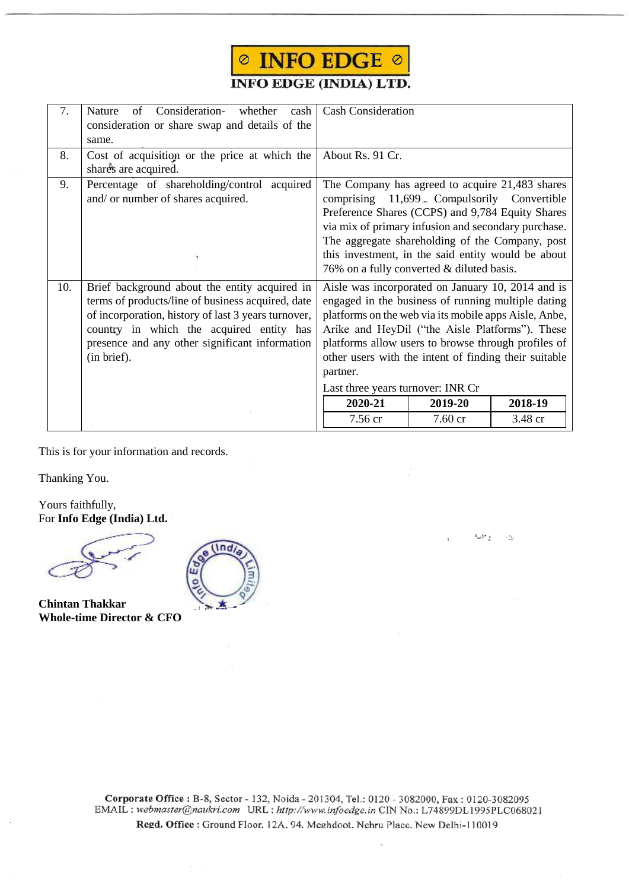**INFO EDGE**

**INFO EDGE (INDIA) LTD.**

| | | |
|---|---|---|
| 7. | Nature of Consideration- whether cash consideration or share swap and details of the same. | Cash Consideration |
| 8. | Cost of acquisition or the price at which the shares are acquired. | About Rs. 91 Cr. |
| 9. | Percentage of shareholding/control acquired and/ or number of shares acquired. | The Company has agreed to acquire 21,483 shares comprising 11,699 Compulsorily Convertible Preference Shares (CCPS) and 9,784 Equity Shares via mix of primary infusion and secondary purchase. The aggregate shareholding of the Company, post this investment, in the said entity would be about 76% on a fully converted & diluted basis. |
| 10. | Brief background about the entity acquired in terms of products/line of business acquired, date of incorporation, history of last 3 years turnover, country in which the acquired entity has presence and any other significant information (in brief). | Aisle was incorporated on January 10, 2014 and is engaged in the business of running multiple dating platforms on the web via its mobile apps Aisle, Anbe, Arike and HeyDil ("the Aisle Platforms"). These platforms allow users to browse through profiles of other users with the intent of finding their suitable partner.<br><br>Last three years turnover: INR Cr<br><br>**2020-21**: 7.56 cr; **2019-20**: 7.60 cr; **2018-19**: 3.48 cr |

This is for your information and records.

Thanking You.

Yours faithfully,
For **Info Edge (India) Ltd.**

**Chintan Thakkar**
**Whole-time Director & CFO**

**Corporate Office** : B-8, Sector - 132, Noida - 201304, Tel.: 0120 - 3082000, Fax : 0120-3082095
EMAIL : *webmaster@naukri.com* URL : *http://www.infoedge.in* CIN No.: L74899DL1995PLC068021
**Regd. Office** : Ground Floor, 12A, 94, Meghdoot, Nehru Place, New Delhi-110019